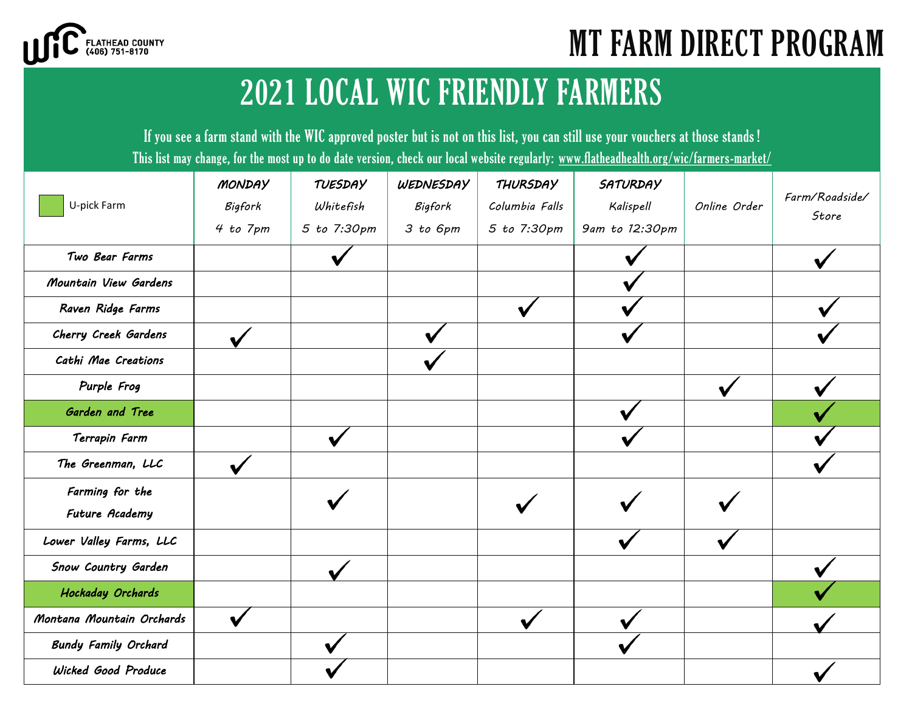WIC FLATHEAD COUNTY (406) 751-8170

# MT FARM DIRECT PROGRAM

## 2021 LOCAL WIC FRIENDLY FARMERS

If you see a farm stand with the WIC approved poster but is not on this list, you can still use your vouchers at those stands!
This list may change, for the most up to do date version, check our local website regularly: www.flatheadhealth.org/wic/farmers-market/

| U-pick Farm | MONDAY Bigfork 4 to 7pm | TUESDAY Whitefish 5 to 7:30pm | WEDNESDAY Bigfork 3 to 6pm | THURSDAY Columbia Falls 5 to 7:30pm | SATURDAY Kalispell 9am to 12:30pm | Online Order | Farm/Roadside/ Store |
|---|---|---|---|---|---|---|---|
| Two Bear Farms | | ✓ | | | ✓ | | ✓ |
| Mountain View Gardens | | | | | ✓ | | |
| Raven Ridge Farms | | | | ✓ | ✓ | | ✓ |
| Cherry Creek Gardens | ✓ | | ✓ | | ✓ | | ✓ |
| Cathi Mae Creations | | | ✓ | | | | |
| Purple Frog | | | | | | ✓ | ✓ |
| Garden and Tree (U-pick) | | | | | ✓ | | ✓ |
| Terrapin Farm | | ✓ | | | ✓ | | ✓ |
| The Greenman, LLC | ✓ | | | | | | ✓ |
| Farming for the Future Academy | | ✓ | | ✓ | ✓ | ✓ | |
| Lower Valley Farms, LLC | | | | | ✓ | ✓ | |
| Snow Country Garden | | ✓ | | | | | ✓ |
| Hockaday Orchards (U-pick) | | | | | | | ✓ |
| Montana Mountain Orchards | ✓ | | | ✓ | ✓ | | ✓ |
| Bundy Family Orchard | | ✓ | | | ✓ | | |
| Wicked Good Produce | | ✓ | | | | | ✓ |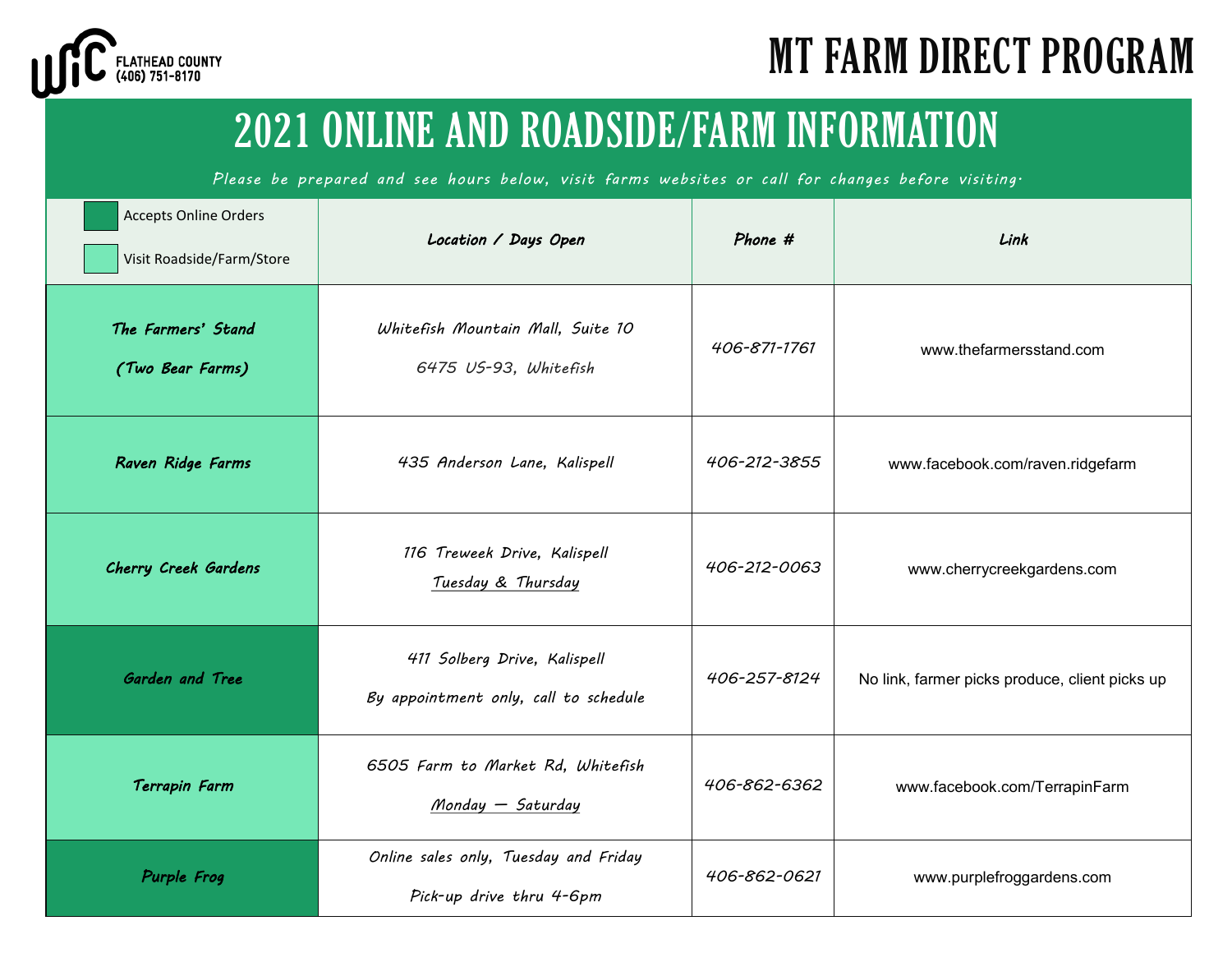WIC FLATHEAD COUNTY (406) 751-8170

# MT FARM DIRECT PROGRAM

## 2021 ONLINE AND ROADSIDE/FARM INFORMATION

*Please be prepared and see hours below, visit farms websites or call for changes before visiting.*

| Accepts Online Orders / Visit Roadside/Farm/Store | Location / Days Open | Phone # | Link |
|---|---|---|---|
| The Farmers' Stand (Two Bear Farms) | Whitefish Mountain Mall, Suite 10<br>6475 US-93, Whitefish | 406-871-1761 | www.thefarmersstand.com |
| Raven Ridge Farms | 435 Anderson Lane, Kalispell | 406-212-3855 | www.facebook.com/raven.ridgefarm |
| Cherry Creek Gardens | 116 Treweek Drive, Kalispell<br>Tuesday & Thursday | 406-212-0063 | www.cherrycreekgardens.com |
| Garden and Tree | 411 Solberg Drive, Kalispell<br>By appointment only, call to schedule | 406-257-8124 | No link, farmer picks produce, client picks up |
| Terrapin Farm | 6505 Farm to Market Rd, Whitefish<br>Monday — Saturday | 406-862-6362 | www.facebook.com/TerrapinFarm |
| Purple Frog | Online sales only, Tuesday and Friday<br>Pick-up drive thru 4-6pm | 406-862-0621 | www.purplefroggardens.com |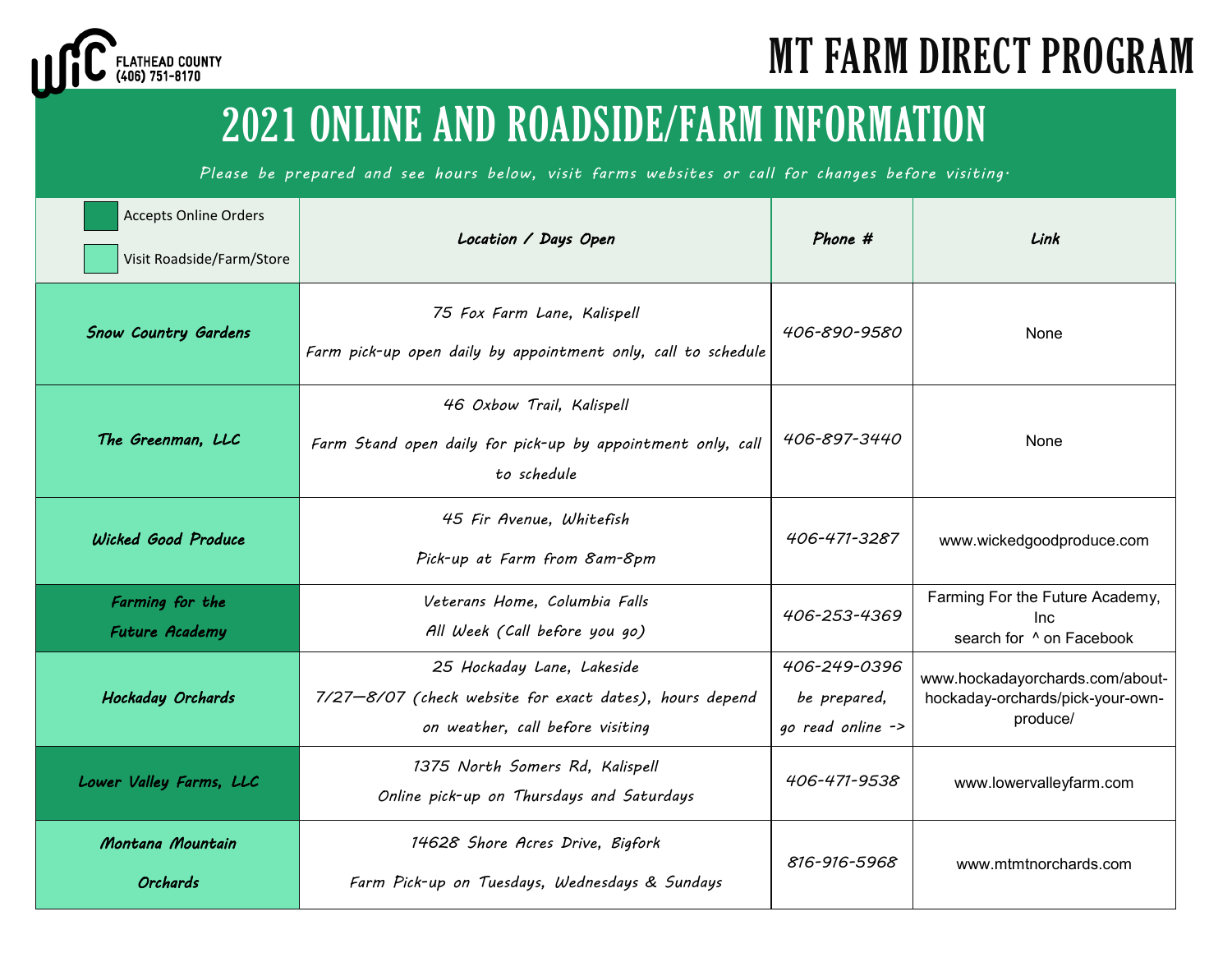FLATHEAD COUNTY
(406) 751-8170

# MT FARM DIRECT PROGRAM

## 2021 ONLINE AND ROADSIDE/FARM INFORMATION

*Please be prepared and see hours below, visit farms websites or call for changes before visiting.*

| Accepts Online Orders / Visit Roadside/Farm/Store | Location / Days Open | Phone # | Link |
|---|---|---|---|
| Snow Country Gardens | 75 Fox Farm Lane, Kalispell<br>Farm pick-up open daily by appointment only, call to schedule | 406-890-9580 | None |
| The Greenman, LLC | 46 Oxbow Trail, Kalispell<br>Farm Stand open daily for pick-up by appointment only, call to schedule | 406-897-3440 | None |
| Wicked Good Produce | 45 Fir Avenue, Whitefish<br>Pick-up at Farm from 8am-8pm | 406-471-3287 | www.wickedgoodproduce.com |
| Farming for the Future Academy | Veterans Home, Columbia Falls<br>All Week (Call before you go) | 406-253-4369 | Farming For the Future Academy, Inc<br>search for ^ on Facebook |
| Hockaday Orchards | 25 Hockaday Lane, Lakeside<br>7/27—8/07 (check website for exact dates), hours depend on weather, call before visiting | 406-249-0396<br>be prepared, go read online -> | www.hockadayorchards.com/about-hockaday-orchards/pick-your-own-produce/ |
| Lower Valley Farms, LLC | 1375 North Somers Rd, Kalispell<br>Online pick-up on Thursdays and Saturdays | 406-471-9538 | www.lowervalleyfarm.com |
| Montana Mountain Orchards | 14628 Shore Acres Drive, Bigfork<br>Farm Pick-up on Tuesdays, Wednesdays & Sundays | 816-916-5968 | www.mtmtnorchards.com |